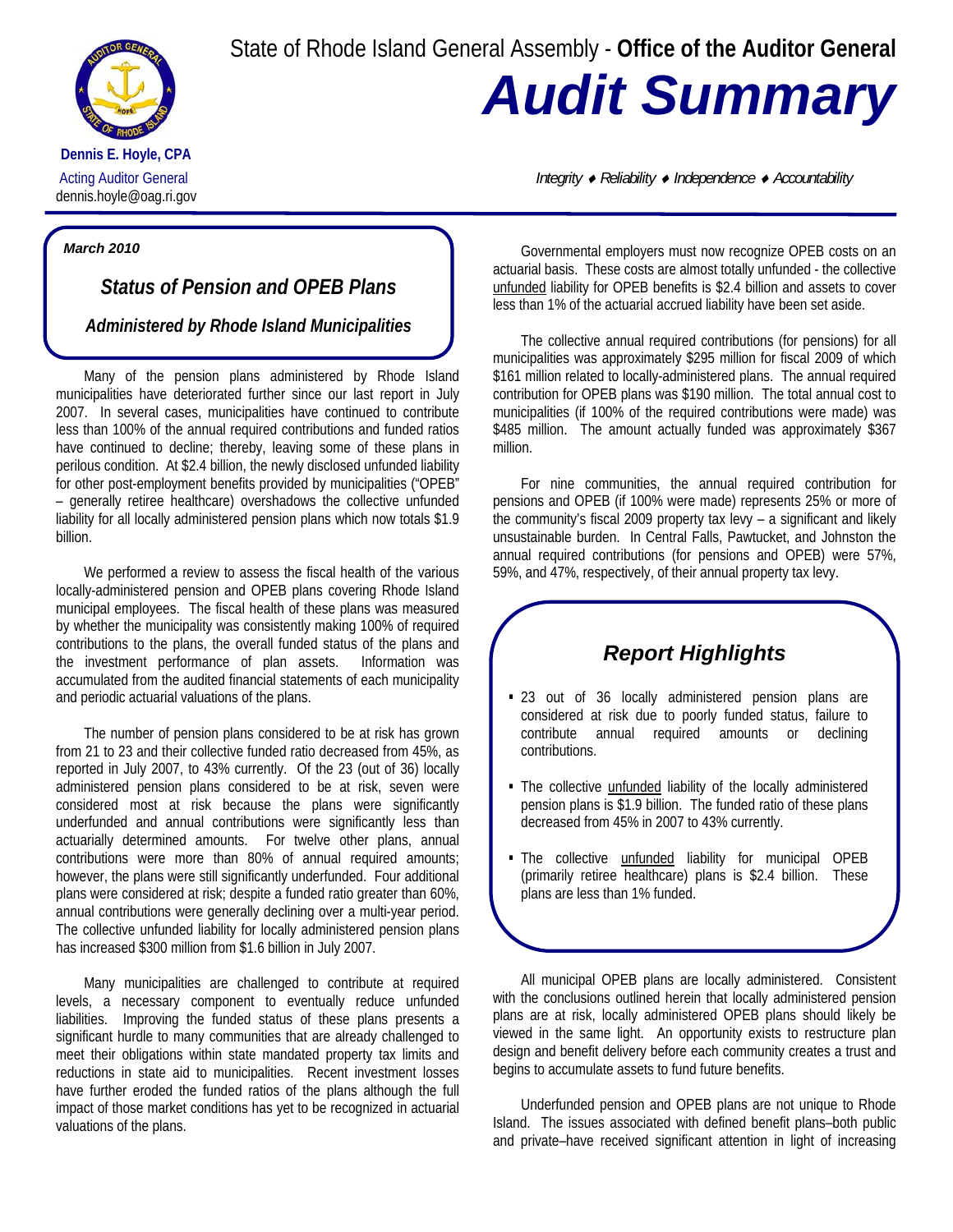State of Rhode Island General Assembly - **Office of the Auditor General**

# *Audit Summary*

**Dennis E. Hoyle, CPA**
Acting Auditor General
dennis.hoyle@oag.ri.gov

*Integrity ♦ Reliability ♦ Independence ♦ Accountability*

***March 2010***

## *Status of Pension and OPEB Plans*

### *Administered by Rhode Island Municipalities*

Many of the pension plans administered by Rhode Island municipalities have deteriorated further since our last report in July 2007. In several cases, municipalities have continued to contribute less than 100% of the annual required contributions and funded ratios have continued to decline; thereby, leaving some of these plans in perilous condition. At $2.4 billion, the newly disclosed unfunded liability for other post-employment benefits provided by municipalities ("OPEB" – generally retiree healthcare) overshadows the collective unfunded liability for all locally administered pension plans which now totals $1.9 billion.

We performed a review to assess the fiscal health of the various locally-administered pension and OPEB plans covering Rhode Island municipal employees. The fiscal health of these plans was measured by whether the municipality was consistently making 100% of required contributions to the plans, the overall funded status of the plans and the investment performance of plan assets. Information was accumulated from the audited financial statements of each municipality and periodic actuarial valuations of the plans.

The number of pension plans considered to be at risk has grown from 21 to 23 and their collective funded ratio decreased from 45%, as reported in July 2007, to 43% currently. Of the 23 (out of 36) locally administered pension plans considered to be at risk, seven were considered most at risk because the plans were significantly underfunded and annual contributions were significantly less than actuarially determined amounts. For twelve other plans, annual contributions were more than 80% of annual required amounts; however, the plans were still significantly underfunded. Four additional plans were considered at risk; despite a funded ratio greater than 60%, annual contributions were generally declining over a multi-year period. The collective unfunded liability for locally administered pension plans has increased $300 million from $1.6 billion in July 2007.

Many municipalities are challenged to contribute at required levels, a necessary component to eventually reduce unfunded liabilities. Improving the funded status of these plans presents a significant hurdle to many communities that are already challenged to meet their obligations within state mandated property tax limits and reductions in state aid to municipalities. Recent investment losses have further eroded the funded ratios of the plans although the full impact of those market conditions has yet to be recognized in actuarial valuations of the plans.

Governmental employers must now recognize OPEB costs on an actuarial basis. These costs are almost totally unfunded - the collective unfunded liability for OPEB benefits is $2.4 billion and assets to cover less than 1% of the actuarial accrued liability have been set aside.

The collective annual required contributions (for pensions) for all municipalities was approximately $295 million for fiscal 2009 of which $161 million related to locally-administered plans. The annual required contribution for OPEB plans was $190 million. The total annual cost to municipalities (if 100% of the required contributions were made) was $485 million. The amount actually funded was approximately $367 million.

For nine communities, the annual required contribution for pensions and OPEB (if 100% were made) represents 25% or more of the community's fiscal 2009 property tax levy – a significant and likely unsustainable burden. In Central Falls, Pawtucket, and Johnston the annual required contributions (for pensions and OPEB) were 57%, 59%, and 47%, respectively, of their annual property tax levy.

### *Report Highlights*

- 23 out of 36 locally administered pension plans are considered at risk due to poorly funded status, failure to contribute annual required amounts or declining contributions.
- The collective unfunded liability of the locally administered pension plans is $1.9 billion. The funded ratio of these plans decreased from 45% in 2007 to 43% currently.
- The collective unfunded liability for municipal OPEB (primarily retiree healthcare) plans is $2.4 billion. These plans are less than 1% funded.

All municipal OPEB plans are locally administered. Consistent with the conclusions outlined herein that locally administered pension plans are at risk, locally administered OPEB plans should likely be viewed in the same light. An opportunity exists to restructure plan design and benefit delivery before each community creates a trust and begins to accumulate assets to fund future benefits.

Underfunded pension and OPEB plans are not unique to Rhode Island. The issues associated with defined benefit plans–both public and private–have received significant attention in light of increasing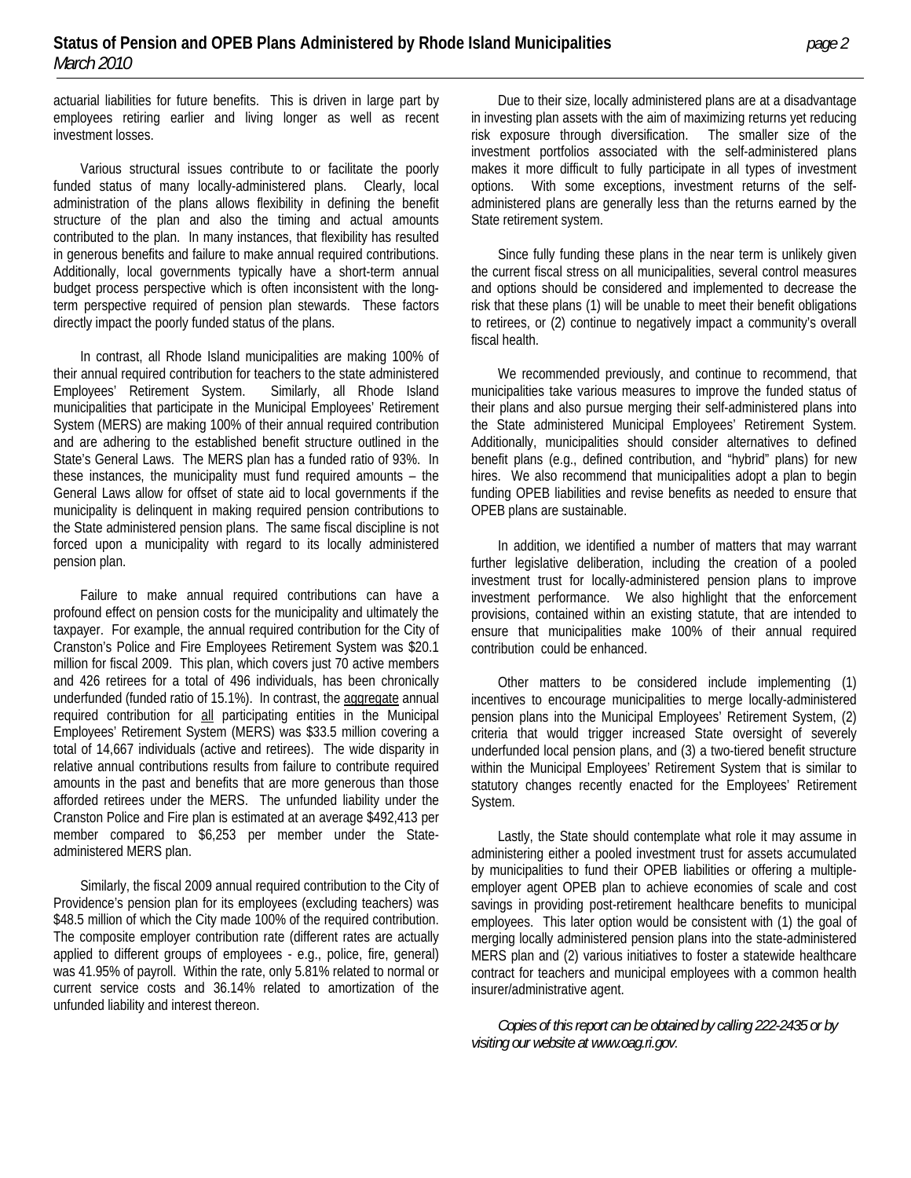actuarial liabilities for future benefits. This is driven in large part by employees retiring earlier and living longer as well as recent investment losses.

Various structural issues contribute to or facilitate the poorly funded status of many locally-administered plans. Clearly, local administration of the plans allows flexibility in defining the benefit structure of the plan and also the timing and actual amounts contributed to the plan. In many instances, that flexibility has resulted in generous benefits and failure to make annual required contributions. Additionally, local governments typically have a short-term annual budget process perspective which is often inconsistent with the long-term perspective required of pension plan stewards. These factors directly impact the poorly funded status of the plans.

In contrast, all Rhode Island municipalities are making 100% of their annual required contribution for teachers to the state administered Employees' Retirement System. Similarly, all Rhode Island municipalities that participate in the Municipal Employees' Retirement System (MERS) are making 100% of their annual required contribution and are adhering to the established benefit structure outlined in the State's General Laws. The MERS plan has a funded ratio of 93%. In these instances, the municipality must fund required amounts – the General Laws allow for offset of state aid to local governments if the municipality is delinquent in making required pension contributions to the State administered pension plans. The same fiscal discipline is not forced upon a municipality with regard to its locally administered pension plan.

Failure to make annual required contributions can have a profound effect on pension costs for the municipality and ultimately the taxpayer. For example, the annual required contribution for the City of Cranston's Police and Fire Employees Retirement System was $20.1 million for fiscal 2009. This plan, which covers just 70 active members and 426 retirees for a total of 496 individuals, has been chronically underfunded (funded ratio of 15.1%). In contrast, the aggregate annual required contribution for all participating entities in the Municipal Employees' Retirement System (MERS) was $33.5 million covering a total of 14,667 individuals (active and retirees). The wide disparity in relative annual contributions results from failure to contribute required amounts in the past and benefits that are more generous than those afforded retirees under the MERS. The unfunded liability under the Cranston Police and Fire plan is estimated at an average $492,413 per member compared to $6,253 per member under the State-administered MERS plan.

Similarly, the fiscal 2009 annual required contribution to the City of Providence's pension plan for its employees (excluding teachers) was $48.5 million of which the City made 100% of the required contribution. The composite employer contribution rate (different rates are actually applied to different groups of employees - e.g., police, fire, general) was 41.95% of payroll. Within the rate, only 5.81% related to normal or current service costs and 36.14% related to amortization of the unfunded liability and interest thereon.

Due to their size, locally administered plans are at a disadvantage in investing plan assets with the aim of maximizing returns yet reducing risk exposure through diversification. The smaller size of the investment portfolios associated with the self-administered plans makes it more difficult to fully participate in all types of investment options. With some exceptions, investment returns of the self-administered plans are generally less than the returns earned by the State retirement system.

Since fully funding these plans in the near term is unlikely given the current fiscal stress on all municipalities, several control measures and options should be considered and implemented to decrease the risk that these plans (1) will be unable to meet their benefit obligations to retirees, or (2) continue to negatively impact a community's overall fiscal health.

We recommended previously, and continue to recommend, that municipalities take various measures to improve the funded status of their plans and also pursue merging their self-administered plans into the State administered Municipal Employees' Retirement System. Additionally, municipalities should consider alternatives to defined benefit plans (e.g., defined contribution, and "hybrid" plans) for new hires. We also recommend that municipalities adopt a plan to begin funding OPEB liabilities and revise benefits as needed to ensure that OPEB plans are sustainable.

In addition, we identified a number of matters that may warrant further legislative deliberation, including the creation of a pooled investment trust for locally-administered pension plans to improve investment performance. We also highlight that the enforcement provisions, contained within an existing statute, that are intended to ensure that municipalities make 100% of their annual required contribution could be enhanced.

Other matters to be considered include implementing (1) incentives to encourage municipalities to merge locally-administered pension plans into the Municipal Employees' Retirement System, (2) criteria that would trigger increased State oversight of severely underfunded local pension plans, and (3) a two-tiered benefit structure within the Municipal Employees' Retirement System that is similar to statutory changes recently enacted for the Employees' Retirement System.

Lastly, the State should contemplate what role it may assume in administering either a pooled investment trust for assets accumulated by municipalities to fund their OPEB liabilities or offering a multiple-employer agent OPEB plan to achieve economies of scale and cost savings in providing post-retirement healthcare benefits to municipal employees. This later option would be consistent with (1) the goal of merging locally administered pension plans into the state-administered MERS plan and (2) various initiatives to foster a statewide healthcare contract for teachers and municipal employees with a common health insurer/administrative agent.

*Copies of this report can be obtained by calling 222-2435 or by visiting our website at www.oag.ri.gov.*